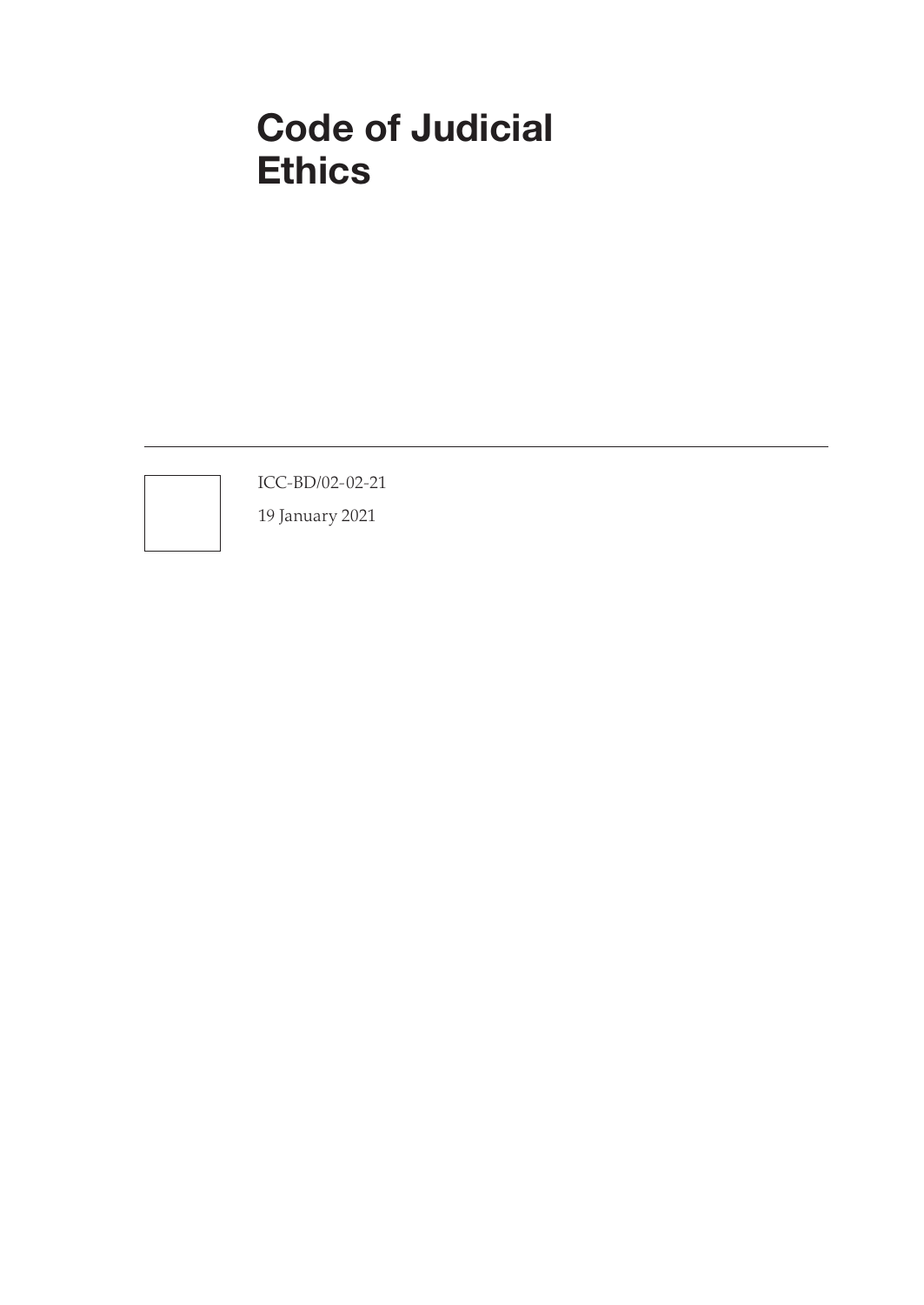# Code of Judicial Ethics

ICC-BD/02-02-21

19 January 2021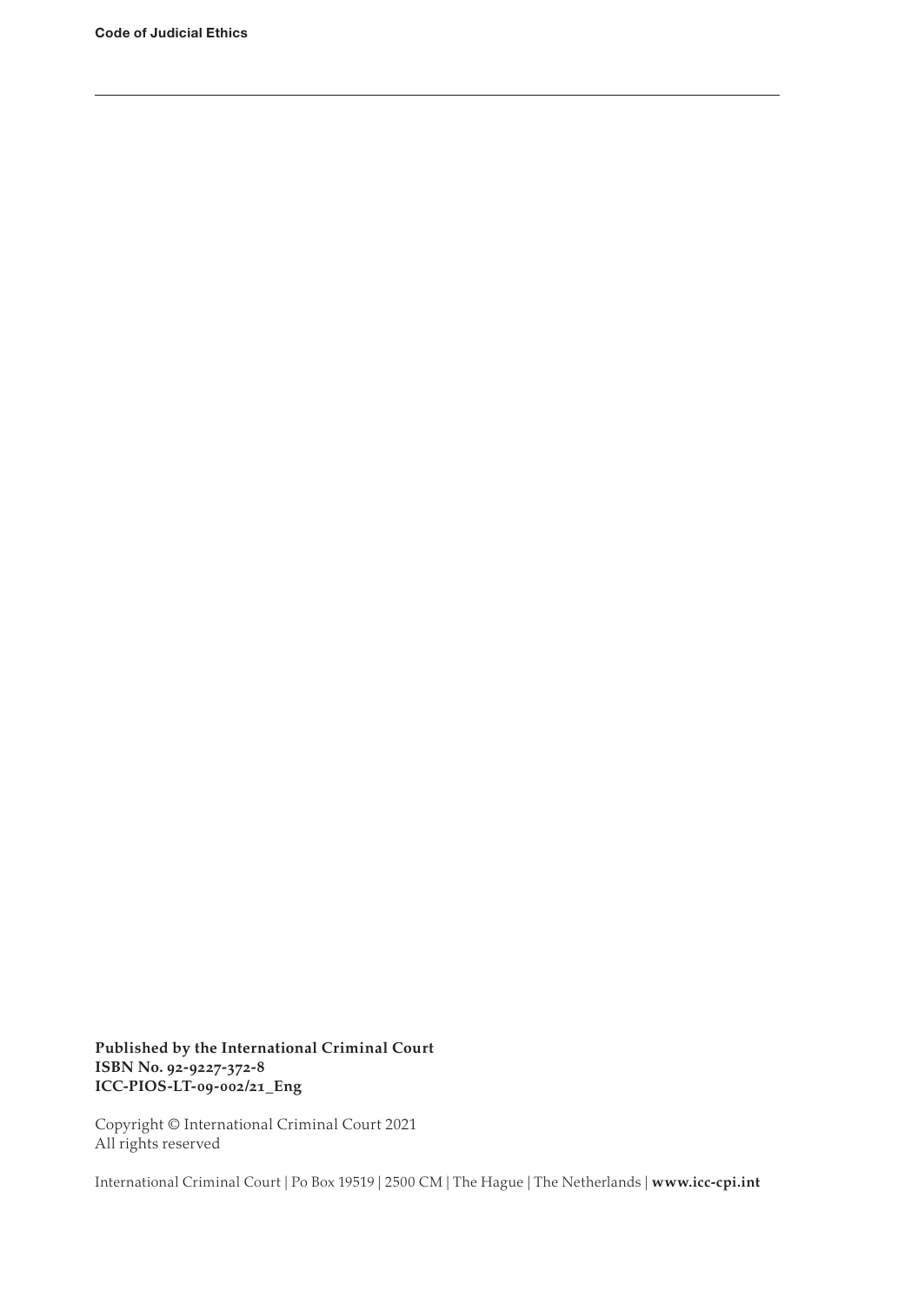**Published by the International Criminal Court**
**ISBN No. 92-9227-372-8**
**ICC-PIOS-LT-09-002/21_Eng**

Copyright © International Criminal Court 2021
All rights reserved

International Criminal Court | Po Box 19519 | 2500 CM | The Hague | The Netherlands | **www.icc-cpi.int**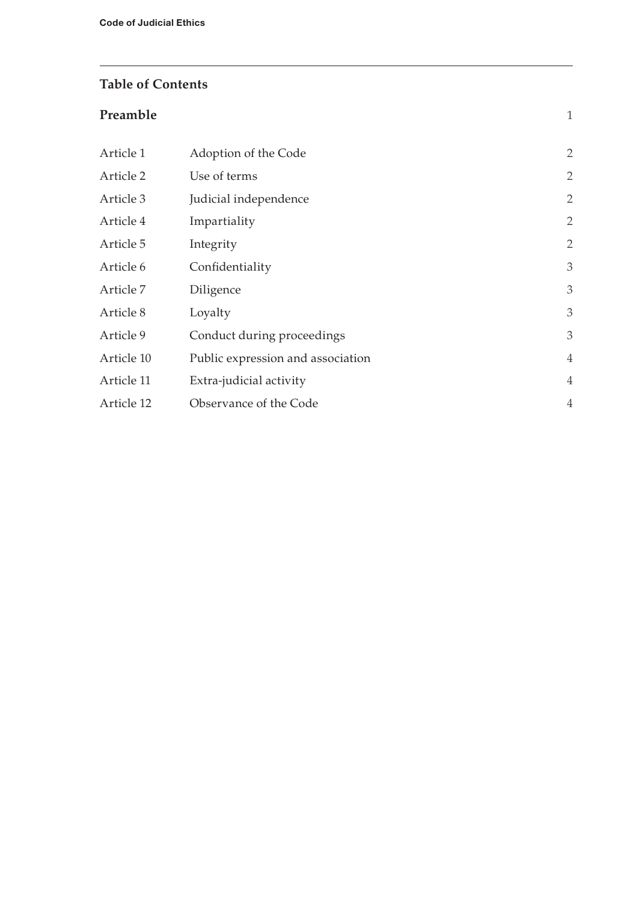## Table of Contents

| | | |
|---|---|---|
| **Preamble** | | 1 |
| Article 1 | Adoption of the Code | 2 |
| Article 2 | Use of terms | 2 |
| Article 3 | Judicial independence | 2 |
| Article 4 | Impartiality | 2 |
| Article 5 | Integrity | 2 |
| Article 6 | Confidentiality | 3 |
| Article 7 | Diligence | 3 |
| Article 8 | Loyalty | 3 |
| Article 9 | Conduct during proceedings | 3 |
| Article 10 | Public expression and association | 4 |
| Article 11 | Extra-judicial activity | 4 |
| Article 12 | Observance of the Code | 4 |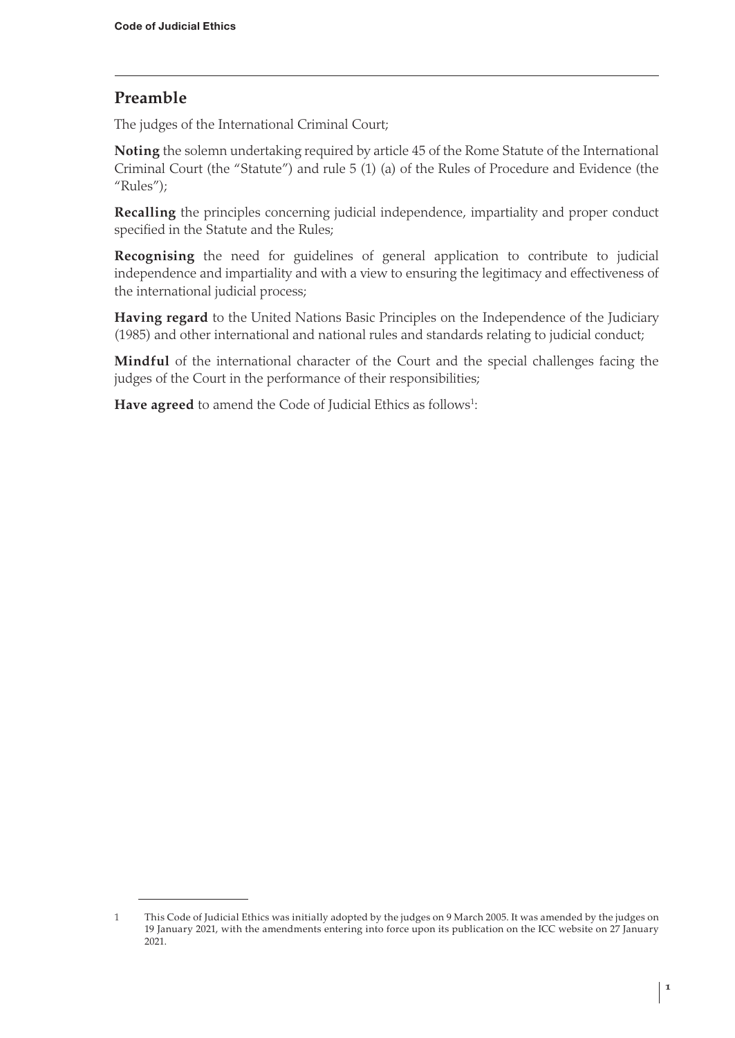## Preamble

The judges of the International Criminal Court;

**Noting** the solemn undertaking required by article 45 of the Rome Statute of the International Criminal Court (the "Statute") and rule 5 (1) (a) of the Rules of Procedure and Evidence (the "Rules");

**Recalling** the principles concerning judicial independence, impartiality and proper conduct specified in the Statute and the Rules;

**Recognising** the need for guidelines of general application to contribute to judicial independence and impartiality and with a view to ensuring the legitimacy and effectiveness of the international judicial process;

**Having regard** to the United Nations Basic Principles on the Independence of the Judiciary (1985) and other international and national rules and standards relating to judicial conduct;

**Mindful** of the international character of the Court and the special challenges facing the judges of the Court in the performance of their responsibilities;

**Have agreed** to amend the Code of Judicial Ethics as follows[1]:

---

1 This Code of Judicial Ethics was initially adopted by the judges on 9 March 2005. It was amended by the judges on 19 January 2021, with the amendments entering into force upon its publication on the ICC website on 27 January 2021.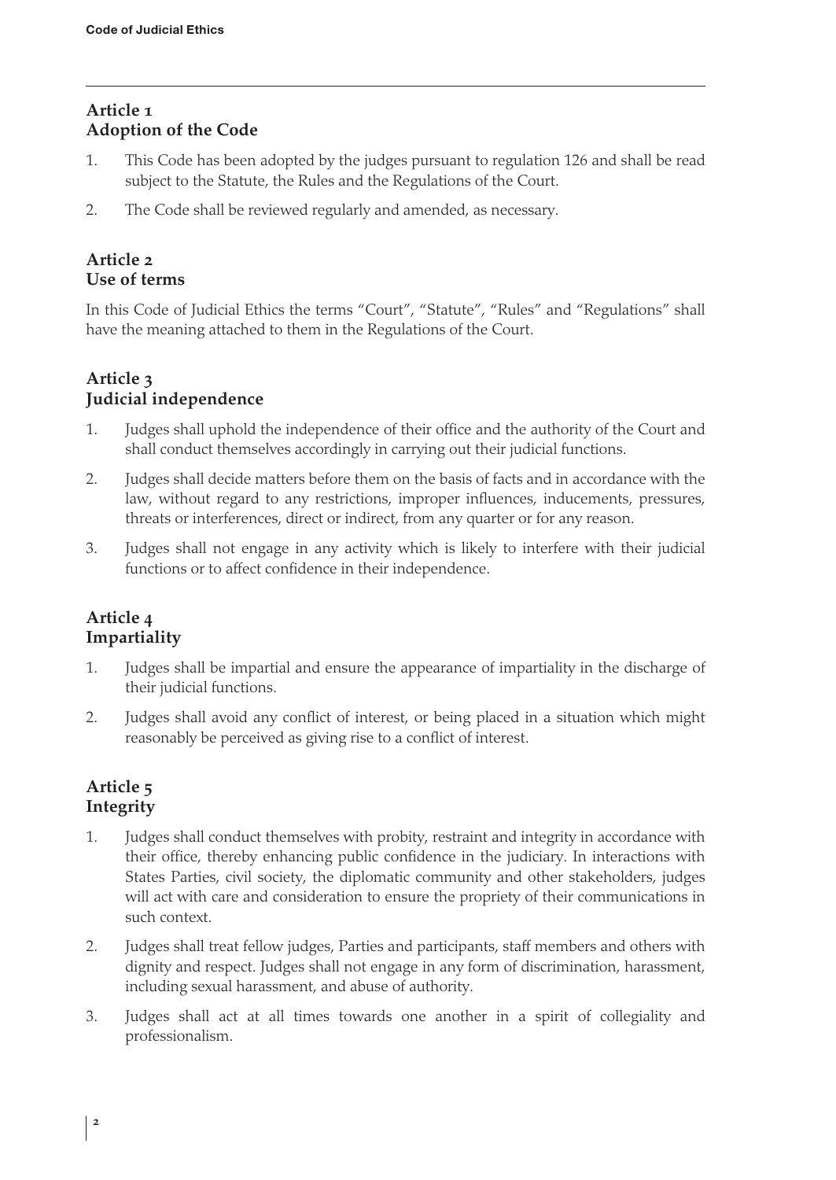## Article 1
## Adoption of the Code

1. This Code has been adopted by the judges pursuant to regulation 126 and shall be read subject to the Statute, the Rules and the Regulations of the Court.
2. The Code shall be reviewed regularly and amended, as necessary.

## Article 2
## Use of terms

In this Code of Judicial Ethics the terms "Court", "Statute", "Rules" and "Regulations" shall have the meaning attached to them in the Regulations of the Court.

## Article 3
## Judicial independence

1. Judges shall uphold the independence of their office and the authority of the Court and shall conduct themselves accordingly in carrying out their judicial functions.
2. Judges shall decide matters before them on the basis of facts and in accordance with the law, without regard to any restrictions, improper influences, inducements, pressures, threats or interferences, direct or indirect, from any quarter or for any reason.
3. Judges shall not engage in any activity which is likely to interfere with their judicial functions or to affect confidence in their independence.

## Article 4
## Impartiality

1. Judges shall be impartial and ensure the appearance of impartiality in the discharge of their judicial functions.
2. Judges shall avoid any conflict of interest, or being placed in a situation which might reasonably be perceived as giving rise to a conflict of interest.

## Article 5
## Integrity

1. Judges shall conduct themselves with probity, restraint and integrity in accordance with their office, thereby enhancing public confidence in the judiciary. In interactions with States Parties, civil society, the diplomatic community and other stakeholders, judges will act with care and consideration to ensure the propriety of their communications in such context.
2. Judges shall treat fellow judges, Parties and participants, staff members and others with dignity and respect. Judges shall not engage in any form of discrimination, harassment, including sexual harassment, and abuse of authority.
3. Judges shall act at all times towards one another in a spirit of collegiality and professionalism.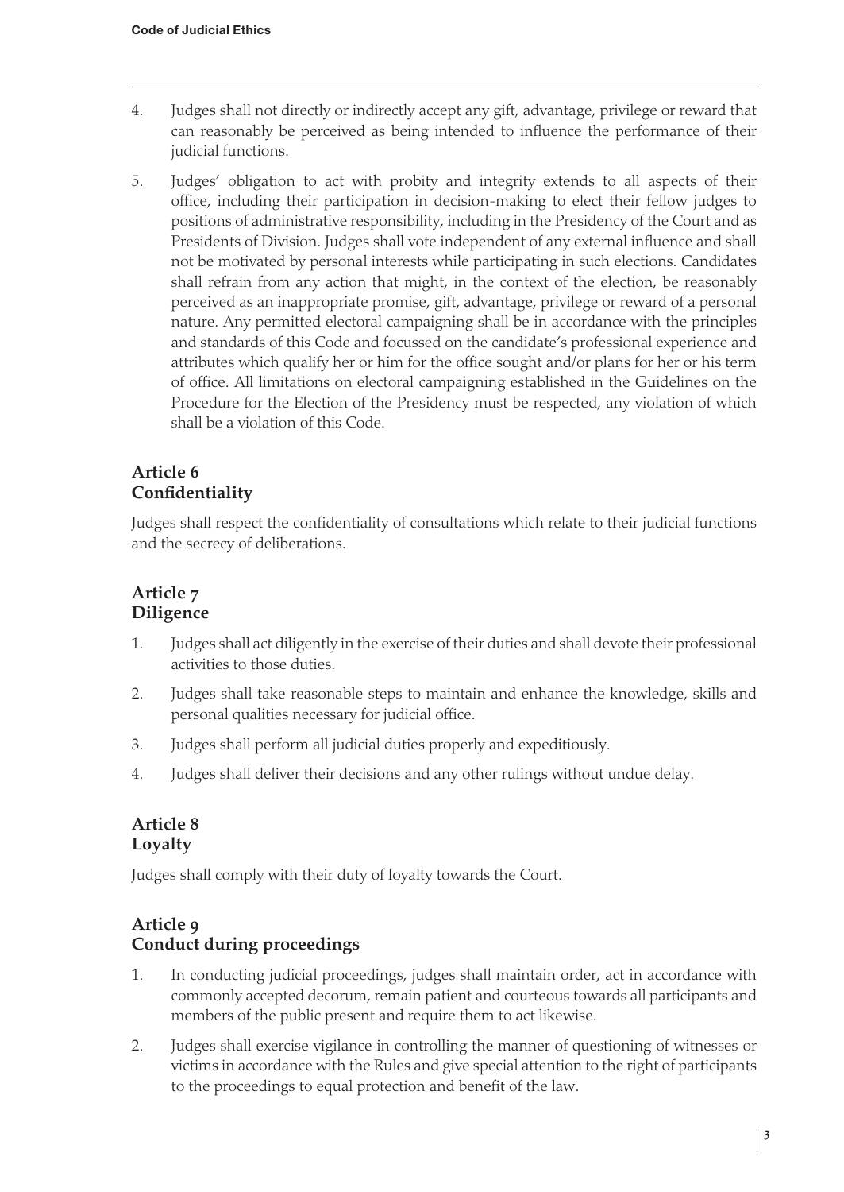4. Judges shall not directly or indirectly accept any gift, advantage, privilege or reward that can reasonably be perceived as being intended to influence the performance of their judicial functions.

5. Judges' obligation to act with probity and integrity extends to all aspects of their office, including their participation in decision-making to elect their fellow judges to positions of administrative responsibility, including in the Presidency of the Court and as Presidents of Division. Judges shall vote independent of any external influence and shall not be motivated by personal interests while participating in such elections. Candidates shall refrain from any action that might, in the context of the election, be reasonably perceived as an inappropriate promise, gift, advantage, privilege or reward of a personal nature. Any permitted electoral campaigning shall be in accordance with the principles and standards of this Code and focussed on the candidate's professional experience and attributes which qualify her or him for the office sought and/or plans for her or his term of office. All limitations on electoral campaigning established in the Guidelines on the Procedure for the Election of the Presidency must be respected, any violation of which shall be a violation of this Code.

## Article 6
## Confidentiality

Judges shall respect the confidentiality of consultations which relate to their judicial functions and the secrecy of deliberations.

## Article 7
## Diligence

1. Judges shall act diligently in the exercise of their duties and shall devote their professional activities to those duties.

2. Judges shall take reasonable steps to maintain and enhance the knowledge, skills and personal qualities necessary for judicial office.

3. Judges shall perform all judicial duties properly and expeditiously.

4. Judges shall deliver their decisions and any other rulings without undue delay.

## Article 8
## Loyalty

Judges shall comply with their duty of loyalty towards the Court.

## Article 9
## Conduct during proceedings

1. In conducting judicial proceedings, judges shall maintain order, act in accordance with commonly accepted decorum, remain patient and courteous towards all participants and members of the public present and require them to act likewise.

2. Judges shall exercise vigilance in controlling the manner of questioning of witnesses or victims in accordance with the Rules and give special attention to the right of participants to the proceedings to equal protection and benefit of the law.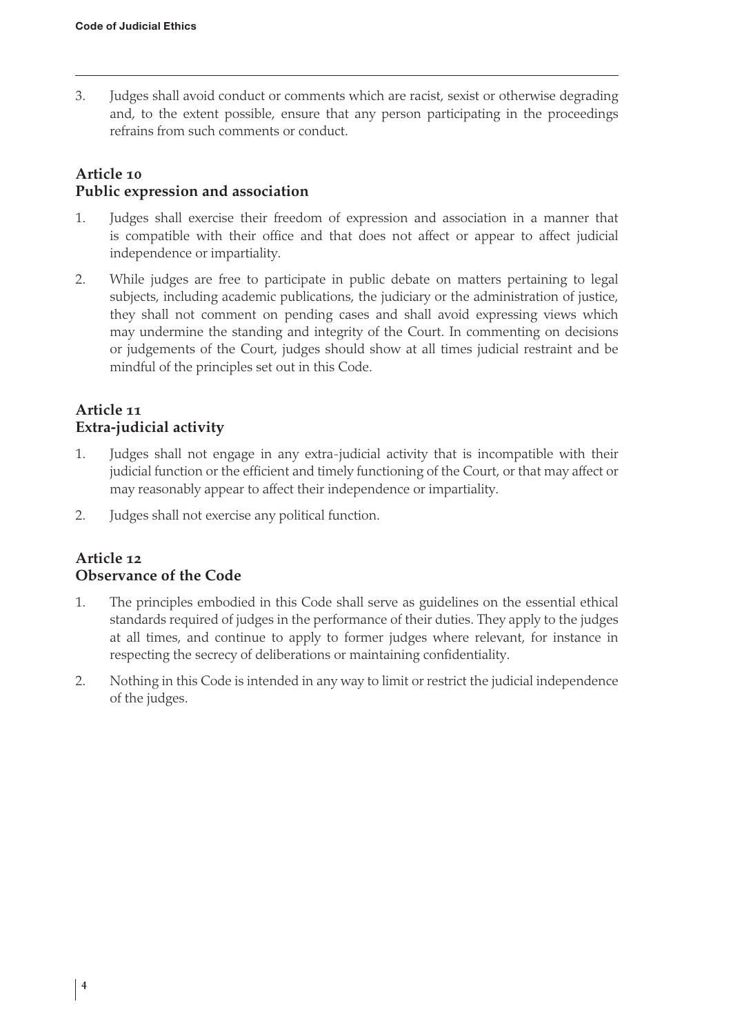3. Judges shall avoid conduct or comments which are racist, sexist or otherwise degrading and, to the extent possible, ensure that any person participating in the proceedings refrains from such comments or conduct.

## Article 10
## Public expression and association

1. Judges shall exercise their freedom of expression and association in a manner that is compatible with their office and that does not affect or appear to affect judicial independence or impartiality.
2. While judges are free to participate in public debate on matters pertaining to legal subjects, including academic publications, the judiciary or the administration of justice, they shall not comment on pending cases and shall avoid expressing views which may undermine the standing and integrity of the Court. In commenting on decisions or judgements of the Court, judges should show at all times judicial restraint and be mindful of the principles set out in this Code.

## Article 11
## Extra-judicial activity

1. Judges shall not engage in any extra-judicial activity that is incompatible with their judicial function or the efficient and timely functioning of the Court, or that may affect or may reasonably appear to affect their independence or impartiality.
2. Judges shall not exercise any political function.

## Article 12
## Observance of the Code

1. The principles embodied in this Code shall serve as guidelines on the essential ethical standards required of judges in the performance of their duties. They apply to the judges at all times, and continue to apply to former judges where relevant, for instance in respecting the secrecy of deliberations or maintaining confidentiality.
2. Nothing in this Code is intended in any way to limit or restrict the judicial independence of the judges.